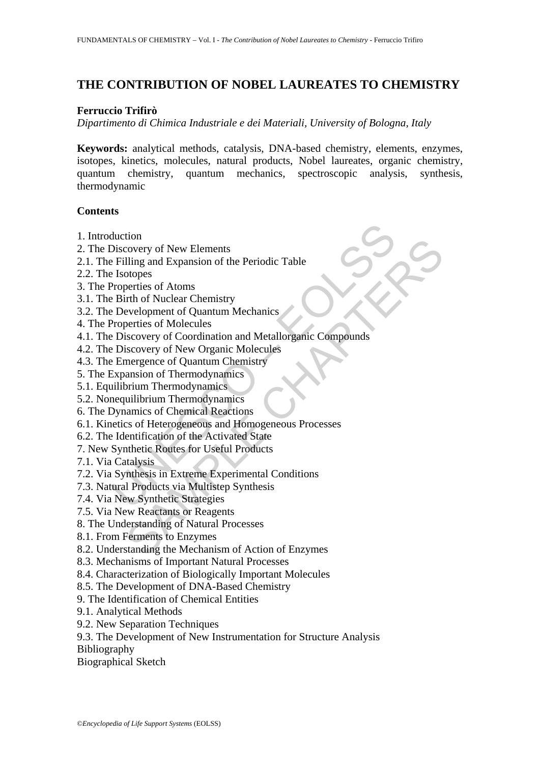# THE CONTRIBUTION OF NOBEL LAUREATES TO CHEMISTRY

**Ferruccio Trifirò**

*Dipartimento di Chimica Industriale e dei Materiali, University of Bologna, Italy*

**Keywords:** analytical methods, catalysis, DNA-based chemistry, elements, enzymes, isotopes, kinetics, molecules, natural products, Nobel laureates, organic chemistry, quantum chemistry, quantum mechanics, spectroscopic analysis, synthesis, thermodynamic

**Contents**

1. Introduction
2. The Discovery of New Elements
2.1. The Filling and Expansion of the Periodic Table
2.2. The Isotopes
3. The Properties of Atoms
3.1. The Birth of Nuclear Chemistry
3.2. The Development of Quantum Mechanics
4. The Properties of Molecules
4.1. The Discovery of Coordination and Metallorganic Compounds
4.2. The Discovery of New Organic Molecules
4.3. The Emergence of Quantum Chemistry
5. The Expansion of Thermodynamics
5.1. Equilibrium Thermodynamics
5.2. Nonequilibrium Thermodynamics
6. The Dynamics of Chemical Reactions
6.1. Kinetics of Heterogeneous and Homogeneous Processes
6.2. The Identification of the Activated State
7. New Synthetic Routes for Useful Products
7.1. Via Catalysis
7.2. Via Synthesis in Extreme Experimental Conditions
7.3. Natural Products via Multistep Synthesis
7.4. Via New Synthetic Strategies
7.5. Via New Reactants or Reagents
8. The Understanding of Natural Processes
8.1. From Ferments to Enzymes
8.2. Understanding the Mechanism of Action of Enzymes
8.3. Mechanisms of Important Natural Processes
8.4. Characterization of Biologically Important Molecules
8.5. The Development of DNA-Based Chemistry
9. The Identification of Chemical Entities
9.1. Analytical Methods
9.2. New Separation Techniques
9.3. The Development of New Instrumentation for Structure Analysis

Bibliography

Biographical Sketch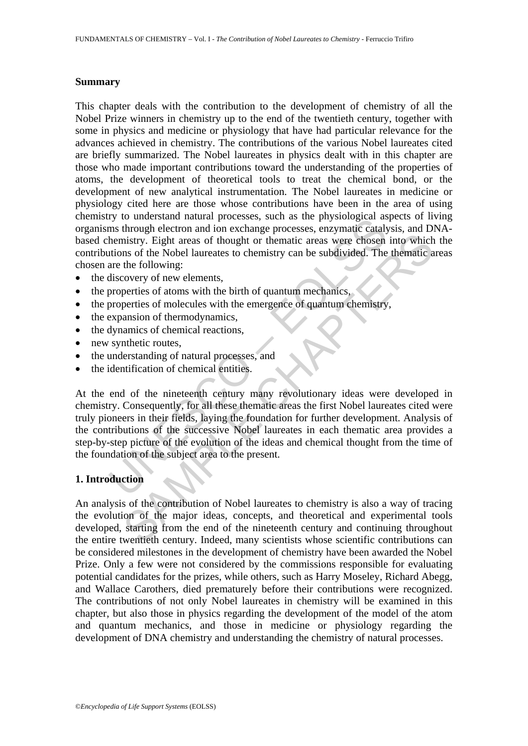**Summary**

This chapter deals with the contribution to the development of chemistry of all the Nobel Prize winners in chemistry up to the end of the twentieth century, together with some in physics and medicine or physiology that have had particular relevance for the advances achieved in chemistry. The contributions of the various Nobel laureates cited are briefly summarized. The Nobel laureates in physics dealt with in this chapter are those who made important contributions toward the understanding of the properties of atoms, the development of theoretical tools to treat the chemical bond, or the development of new analytical instrumentation. The Nobel laureates in medicine or physiology cited here are those whose contributions have been in the area of using chemistry to understand natural processes, such as the physiological aspects of living organisms through electron and ion exchange processes, enzymatic catalysis, and DNA-based chemistry. Eight areas of thought or thematic areas were chosen into which the contributions of the Nobel laureates to chemistry can be subdivided. The thematic areas chosen are the following:

- the discovery of new elements,
- the properties of atoms with the birth of quantum mechanics,
- the properties of molecules with the emergence of quantum chemistry,
- the expansion of thermodynamics,
- the dynamics of chemical reactions,
- new synthetic routes,
- the understanding of natural processes, and
- the identification of chemical entities.

At the end of the nineteenth century many revolutionary ideas were developed in chemistry. Consequently, for all these thematic areas the first Nobel laureates cited were truly pioneers in their fields, laying the foundation for further development. Analysis of the contributions of the successive Nobel laureates in each thematic area provides a step-by-step picture of the evolution of the ideas and chemical thought from the time of the foundation of the subject area to the present.

## 1. Introduction

An analysis of the contribution of Nobel laureates to chemistry is also a way of tracing the evolution of the major ideas, concepts, and theoretical and experimental tools developed, starting from the end of the nineteenth century and continuing throughout the entire twentieth century. Indeed, many scientists whose scientific contributions can be considered milestones in the development of chemistry have been awarded the Nobel Prize. Only a few were not considered by the commissions responsible for evaluating potential candidates for the prizes, while others, such as Harry Moseley, Richard Abegg, and Wallace Carothers, died prematurely before their contributions were recognized. The contributions of not only Nobel laureates in chemistry will be examined in this chapter, but also those in physics regarding the development of the model of the atom and quantum mechanics, and those in medicine or physiology regarding the development of DNA chemistry and understanding the chemistry of natural processes.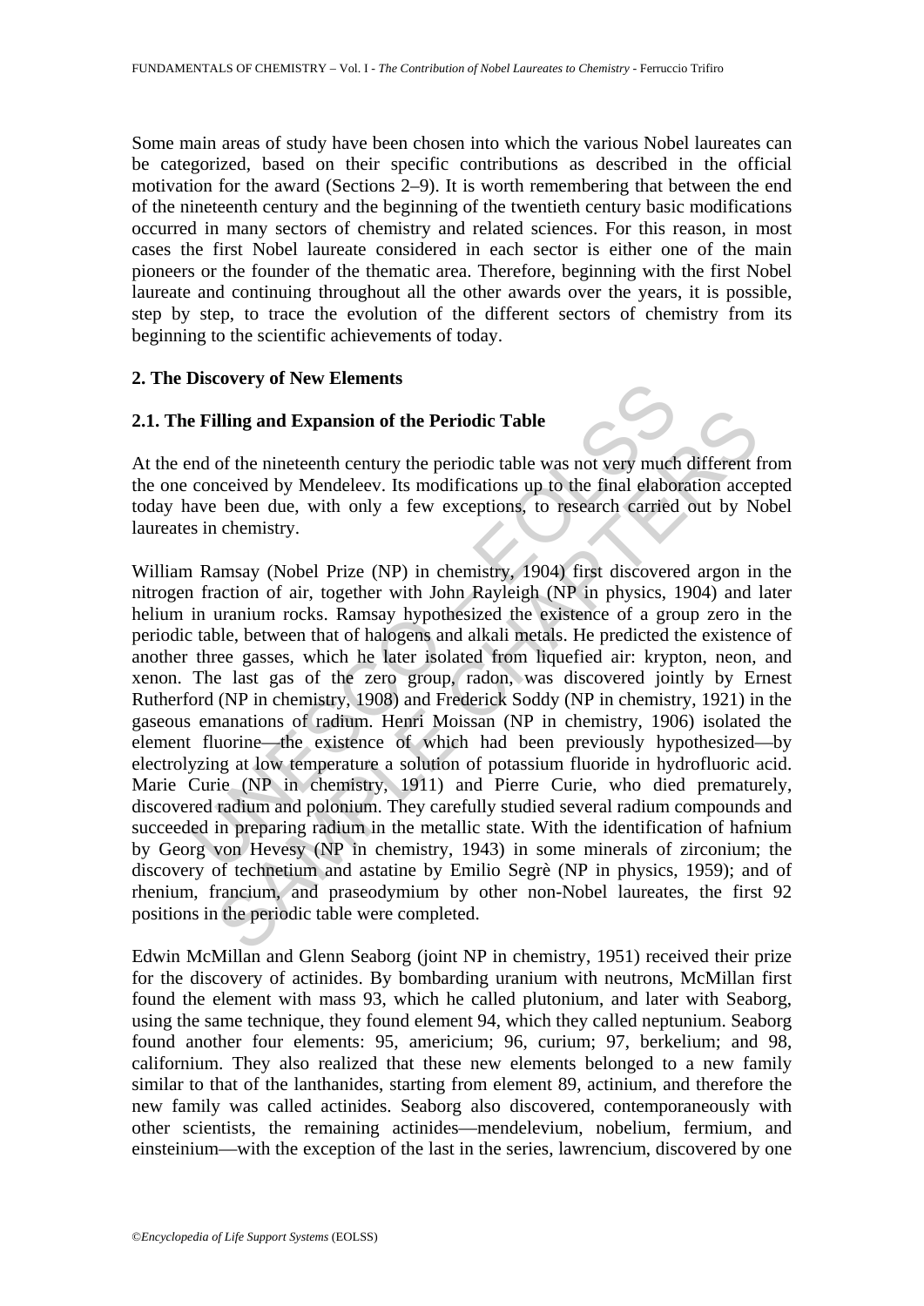Some main areas of study have been chosen into which the various Nobel laureates can be categorized, based on their specific contributions as described in the official motivation for the award (Sections 2–9). It is worth remembering that between the end of the nineteenth century and the beginning of the twentieth century basic modifications occurred in many sectors of chemistry and related sciences. For this reason, in most cases the first Nobel laureate considered in each sector is either one of the main pioneers or the founder of the thematic area. Therefore, beginning with the first Nobel laureate and continuing throughout all the other awards over the years, it is possible, step by step, to trace the evolution of the different sectors of chemistry from its beginning to the scientific achievements of today.

## 2. The Discovery of New Elements

### 2.1. The Filling and Expansion of the Periodic Table

At the end of the nineteenth century the periodic table was not very much different from the one conceived by Mendeleev. Its modifications up to the final elaboration accepted today have been due, with only a few exceptions, to research carried out by Nobel laureates in chemistry.

William Ramsay (Nobel Prize (NP) in chemistry, 1904) first discovered argon in the nitrogen fraction of air, together with John Rayleigh (NP in physics, 1904) and later helium in uranium rocks. Ramsay hypothesized the existence of a group zero in the periodic table, between that of halogens and alkali metals. He predicted the existence of another three gasses, which he later isolated from liquefied air: krypton, neon, and xenon. The last gas of the zero group, radon, was discovered jointly by Ernest Rutherford (NP in chemistry, 1908) and Frederick Soddy (NP in chemistry, 1921) in the gaseous emanations of radium. Henri Moissan (NP in chemistry, 1906) isolated the element fluorine—the existence of which had been previously hypothesized—by electrolyzing at low temperature a solution of potassium fluoride in hydrofluoric acid. Marie Curie (NP in chemistry, 1911) and Pierre Curie, who died prematurely, discovered radium and polonium. They carefully studied several radium compounds and succeeded in preparing radium in the metallic state. With the identification of hafnium by Georg von Hevesy (NP in chemistry, 1943) in some minerals of zirconium; the discovery of technetium and astatine by Emilio Segrè (NP in physics, 1959); and of rhenium, francium, and praseodymium by other non-Nobel laureates, the first 92 positions in the periodic table were completed.

Edwin McMillan and Glenn Seaborg (joint NP in chemistry, 1951) received their prize for the discovery of actinides. By bombarding uranium with neutrons, McMillan first found the element with mass 93, which he called plutonium, and later with Seaborg, using the same technique, they found element 94, which they called neptunium. Seaborg found another four elements: 95, americium; 96, curium; 97, berkelium; and 98, californium. They also realized that these new elements belonged to a new family similar to that of the lanthanides, starting from element 89, actinium, and therefore the new family was called actinides. Seaborg also discovered, contemporaneously with other scientists, the remaining actinides—mendelevium, nobelium, fermium, and einsteinium—with the exception of the last in the series, lawrencium, discovered by one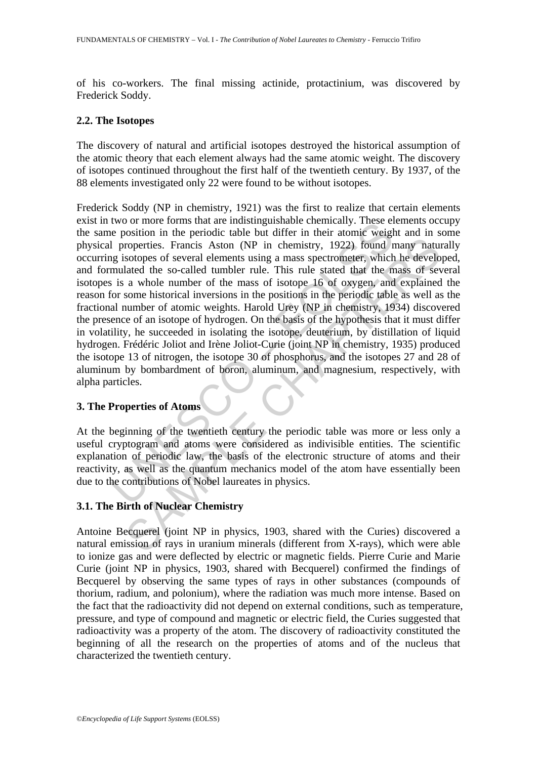of his co-workers. The final missing actinide, protactinium, was discovered by Frederick Soddy.

### 2.2. The Isotopes

The discovery of natural and artificial isotopes destroyed the historical assumption of the atomic theory that each element always had the same atomic weight. The discovery of isotopes continued throughout the first half of the twentieth century. By 1937, of the 88 elements investigated only 22 were found to be without isotopes.

Frederick Soddy (NP in chemistry, 1921) was the first to realize that certain elements exist in two or more forms that are indistinguishable chemically. These elements occupy the same position in the periodic table but differ in their atomic weight and in some physical properties. Francis Aston (NP in chemistry, 1922) found many naturally occurring isotopes of several elements using a mass spectrometer, which he developed, and formulated the so-called tumbler rule. This rule stated that the mass of several isotopes is a whole number of the mass of isotope 16 of oxygen, and explained the reason for some historical inversions in the positions in the periodic table as well as the fractional number of atomic weights. Harold Urey (NP in chemistry, 1934) discovered the presence of an isotope of hydrogen. On the basis of the hypothesis that it must differ in volatility, he succeeded in isolating the isotope, deuterium, by distillation of liquid hydrogen. Frédéric Joliot and Irène Joliot-Curie (joint NP in chemistry, 1935) produced the isotope 13 of nitrogen, the isotope 30 of phosphorus, and the isotopes 27 and 28 of aluminum by bombardment of boron, aluminum, and magnesium, respectively, with alpha particles.

## 3. The Properties of Atoms

At the beginning of the twentieth century the periodic table was more or less only a useful cryptogram and atoms were considered as indivisible entities. The scientific explanation of periodic law, the basis of the electronic structure of atoms and their reactivity, as well as the quantum mechanics model of the atom have essentially been due to the contributions of Nobel laureates in physics.

### 3.1. The Birth of Nuclear Chemistry

Antoine Becquerel (joint NP in physics, 1903, shared with the Curies) discovered a natural emission of rays in uranium minerals (different from X-rays), which were able to ionize gas and were deflected by electric or magnetic fields. Pierre Curie and Marie Curie (joint NP in physics, 1903, shared with Becquerel) confirmed the findings of Becquerel by observing the same types of rays in other substances (compounds of thorium, radium, and polonium), where the radiation was much more intense. Based on the fact that the radioactivity did not depend on external conditions, such as temperature, pressure, and type of compound and magnetic or electric field, the Curies suggested that radioactivity was a property of the atom. The discovery of radioactivity constituted the beginning of all the research on the properties of atoms and of the nucleus that characterized the twentieth century.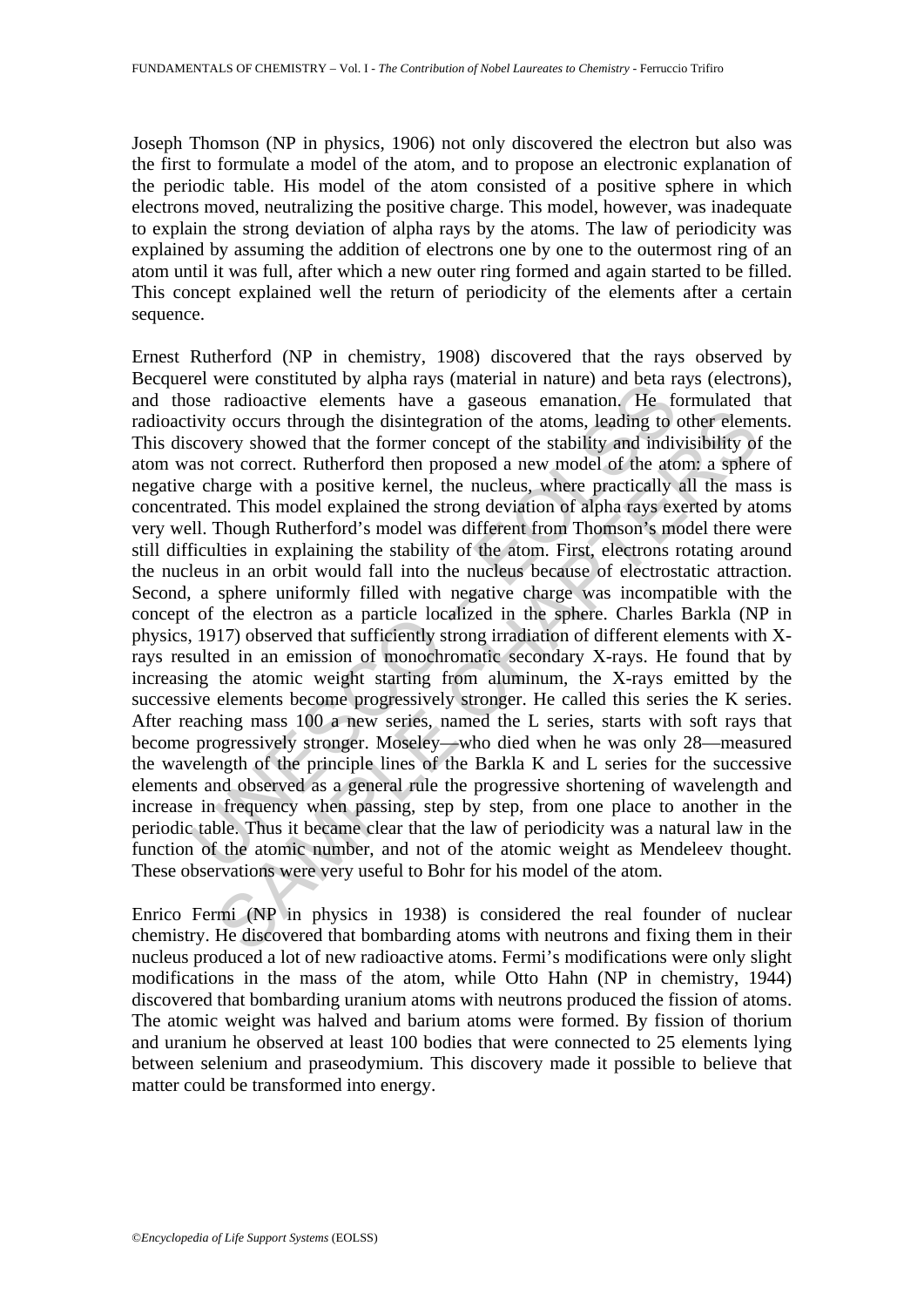Joseph Thomson (NP in physics, 1906) not only discovered the electron but also was the first to formulate a model of the atom, and to propose an electronic explanation of the periodic table. His model of the atom consisted of a positive sphere in which electrons moved, neutralizing the positive charge. This model, however, was inadequate to explain the strong deviation of alpha rays by the atoms. The law of periodicity was explained by assuming the addition of electrons one by one to the outermost ring of an atom until it was full, after which a new outer ring formed and again started to be filled. This concept explained well the return of periodicity of the elements after a certain sequence.

Ernest Rutherford (NP in chemistry, 1908) discovered that the rays observed by Becquerel were constituted by alpha rays (material in nature) and beta rays (electrons), and those radioactive elements have a gaseous emanation. He formulated that radioactivity occurs through the disintegration of the atoms, leading to other elements. This discovery showed that the former concept of the stability and indivisibility of the atom was not correct. Rutherford then proposed a new model of the atom: a sphere of negative charge with a positive kernel, the nucleus, where practically all the mass is concentrated. This model explained the strong deviation of alpha rays exerted by atoms very well. Though Rutherford's model was different from Thomson's model there were still difficulties in explaining the stability of the atom. First, electrons rotating around the nucleus in an orbit would fall into the nucleus because of electrostatic attraction. Second, a sphere uniformly filled with negative charge was incompatible with the concept of the electron as a particle localized in the sphere. Charles Barkla (NP in physics, 1917) observed that sufficiently strong irradiation of different elements with X-rays resulted in an emission of monochromatic secondary X-rays. He found that by increasing the atomic weight starting from aluminum, the X-rays emitted by the successive elements become progressively stronger. He called this series the K series. After reaching mass 100 a new series, named the L series, starts with soft rays that become progressively stronger. Moseley—who died when he was only 28—measured the wavelength of the principle lines of the Barkla K and L series for the successive elements and observed as a general rule the progressive shortening of wavelength and increase in frequency when passing, step by step, from one place to another in the periodic table. Thus it became clear that the law of periodicity was a natural law in the function of the atomic number, and not of the atomic weight as Mendeleev thought. These observations were very useful to Bohr for his model of the atom.

Enrico Fermi (NP in physics in 1938) is considered the real founder of nuclear chemistry. He discovered that bombarding atoms with neutrons and fixing them in their nucleus produced a lot of new radioactive atoms. Fermi's modifications were only slight modifications in the mass of the atom, while Otto Hahn (NP in chemistry, 1944) discovered that bombarding uranium atoms with neutrons produced the fission of atoms. The atomic weight was halved and barium atoms were formed. By fission of thorium and uranium he observed at least 100 bodies that were connected to 25 elements lying between selenium and praseodymium. This discovery made it possible to believe that matter could be transformed into energy.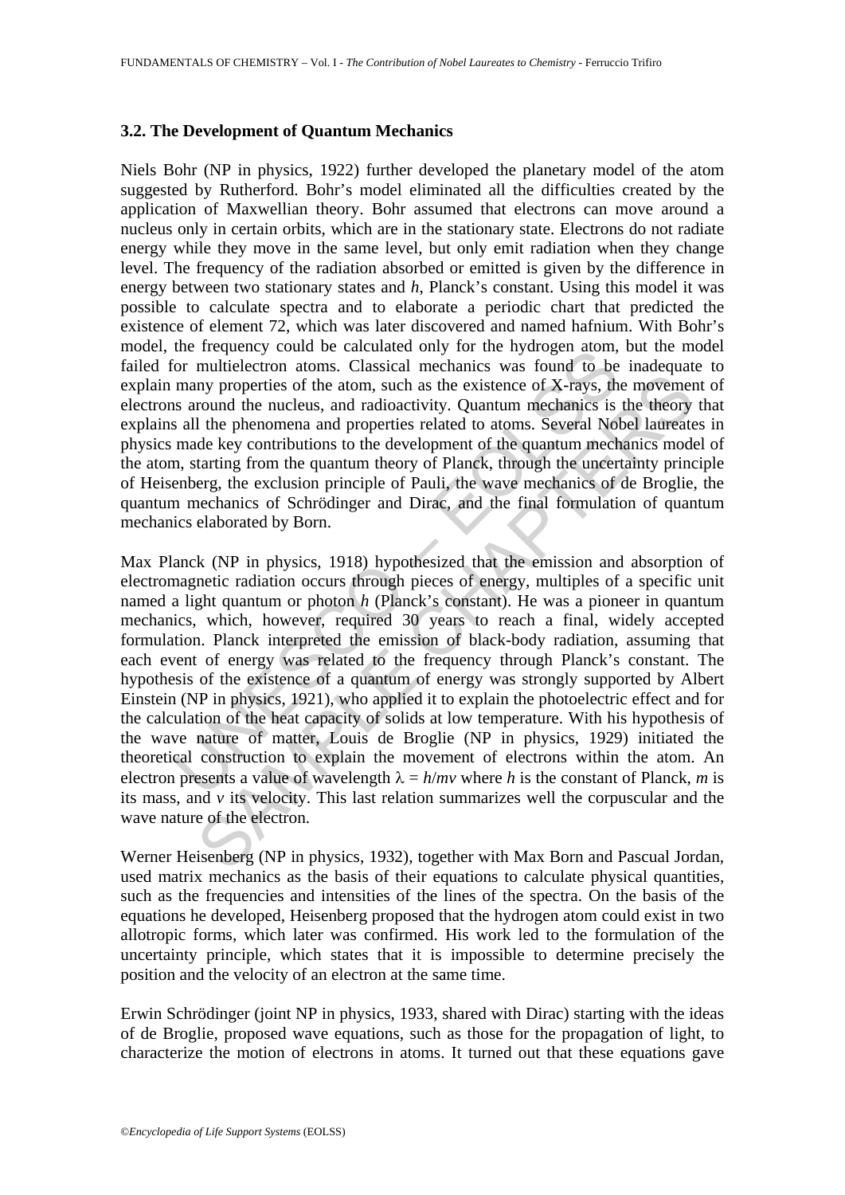### 3.2. The Development of Quantum Mechanics

Niels Bohr (NP in physics, 1922) further developed the planetary model of the atom suggested by Rutherford. Bohr's model eliminated all the difficulties created by the application of Maxwellian theory. Bohr assumed that electrons can move around a nucleus only in certain orbits, which are in the stationary state. Electrons do not radiate energy while they move in the same level, but only emit radiation when they change level. The frequency of the radiation absorbed or emitted is given by the difference in energy between two stationary states and *h*, Planck's constant. Using this model it was possible to calculate spectra and to elaborate a periodic chart that predicted the existence of element 72, which was later discovered and named hafnium. With Bohr's model, the frequency could be calculated only for the hydrogen atom, but the model failed for multielectron atoms. Classical mechanics was found to be inadequate to explain many properties of the atom, such as the existence of X-rays, the movement of electrons around the nucleus, and radioactivity. Quantum mechanics is the theory that explains all the phenomena and properties related to atoms. Several Nobel laureates in physics made key contributions to the development of the quantum mechanics model of the atom, starting from the quantum theory of Planck, through the uncertainty principle of Heisenberg, the exclusion principle of Pauli, the wave mechanics of de Broglie, the quantum mechanics of Schrödinger and Dirac, and the final formulation of quantum mechanics elaborated by Born.

Max Planck (NP in physics, 1918) hypothesized that the emission and absorption of electromagnetic radiation occurs through pieces of energy, multiples of a specific unit named a light quantum or photon *h* (Planck's constant). He was a pioneer in quantum mechanics, which, however, required 30 years to reach a final, widely accepted formulation. Planck interpreted the emission of black-body radiation, assuming that each event of energy was related to the frequency through Planck's constant. The hypothesis of the existence of a quantum of energy was strongly supported by Albert Einstein (NP in physics, 1921), who applied it to explain the photoelectric effect and for the calculation of the heat capacity of solids at low temperature. With his hypothesis of the wave nature of matter, Louis de Broglie (NP in physics, 1929) initiated the theoretical construction to explain the movement of electrons within the atom. An electron presents a value of wavelength $\lambda = h/mv$ where $h$ is the constant of Planck, $m$ is its mass, and $v$ its velocity. This last relation summarizes well the corpuscular and the wave nature of the electron.

Werner Heisenberg (NP in physics, 1932), together with Max Born and Pascual Jordan, used matrix mechanics as the basis of their equations to calculate physical quantities, such as the frequencies and intensities of the lines of the spectra. On the basis of the equations he developed, Heisenberg proposed that the hydrogen atom could exist in two allotropic forms, which later was confirmed. His work led to the formulation of the uncertainty principle, which states that it is impossible to determine precisely the position and the velocity of an electron at the same time.

Erwin Schrödinger (joint NP in physics, 1933, shared with Dirac) starting with the ideas of de Broglie, proposed wave equations, such as those for the propagation of light, to characterize the motion of electrons in atoms. It turned out that these equations gave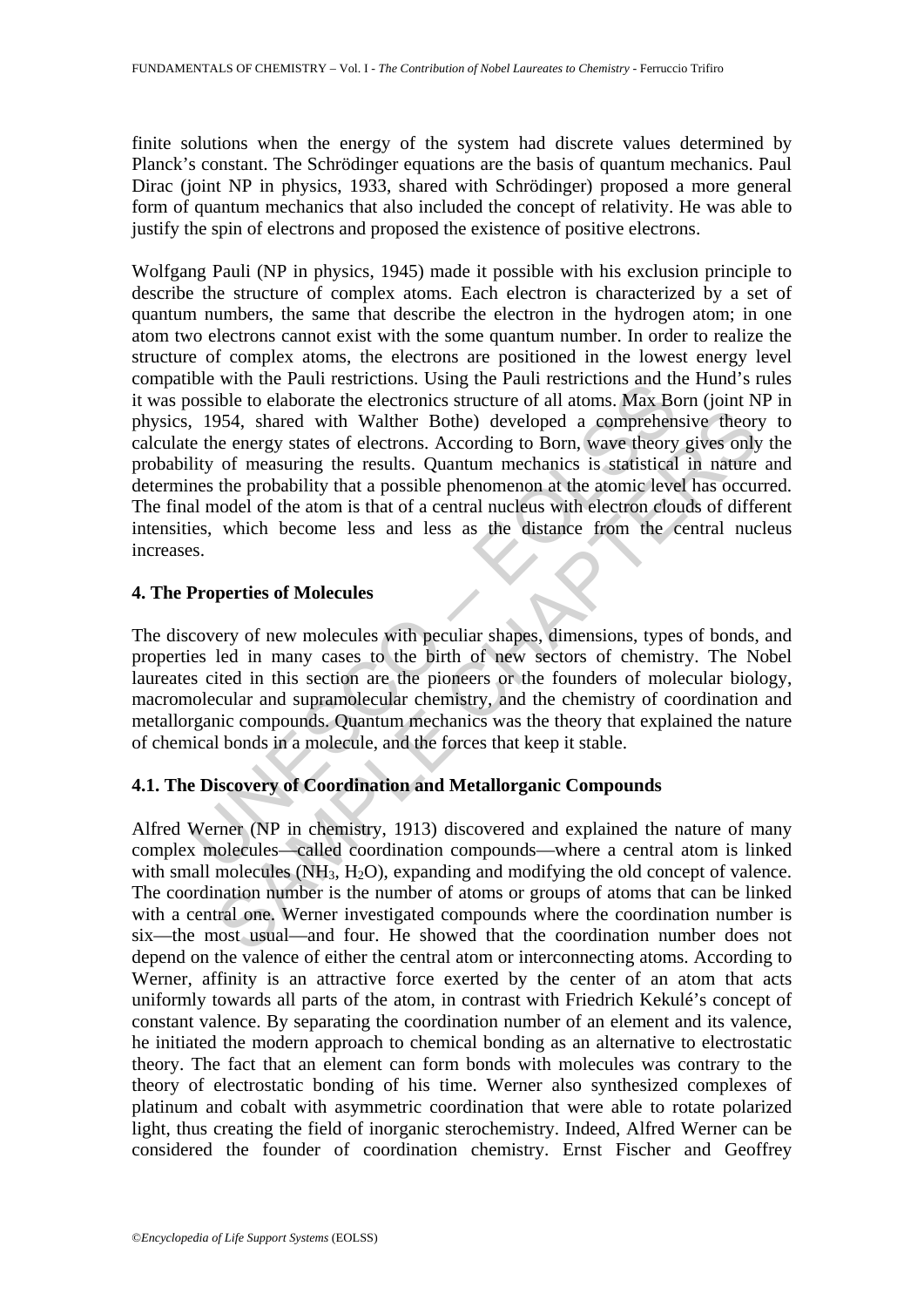finite solutions when the energy of the system had discrete values determined by Planck's constant. The Schrödinger equations are the basis of quantum mechanics. Paul Dirac (joint NP in physics, 1933, shared with Schrödinger) proposed a more general form of quantum mechanics that also included the concept of relativity. He was able to justify the spin of electrons and proposed the existence of positive electrons.

Wolfgang Pauli (NP in physics, 1945) made it possible with his exclusion principle to describe the structure of complex atoms. Each electron is characterized by a set of quantum numbers, the same that describe the electron in the hydrogen atom; in one atom two electrons cannot exist with the some quantum number. In order to realize the structure of complex atoms, the electrons are positioned in the lowest energy level compatible with the Pauli restrictions. Using the Pauli restrictions and the Hund's rules it was possible to elaborate the electronics structure of all atoms. Max Born (joint NP in physics, 1954, shared with Walther Bothe) developed a comprehensive theory to calculate the energy states of electrons. According to Born, wave theory gives only the probability of measuring the results. Quantum mechanics is statistical in nature and determines the probability that a possible phenomenon at the atomic level has occurred. The final model of the atom is that of a central nucleus with electron clouds of different intensities, which become less and less as the distance from the central nucleus increases.

## 4. The Properties of Molecules

The discovery of new molecules with peculiar shapes, dimensions, types of bonds, and properties led in many cases to the birth of new sectors of chemistry. The Nobel laureates cited in this section are the pioneers or the founders of molecular biology, macromolecular and supramolecular chemistry, and the chemistry of coordination and metallorganic compounds. Quantum mechanics was the theory that explained the nature of chemical bonds in a molecule, and the forces that keep it stable.

### 4.1. The Discovery of Coordination and Metallorganic Compounds

Alfred Werner (NP in chemistry, 1913) discovered and explained the nature of many complex molecules—called coordination compounds—where a central atom is linked with small molecules ($NH_3$, $H_2O$), expanding and modifying the old concept of valence. The coordination number is the number of atoms or groups of atoms that can be linked with a central one. Werner investigated compounds where the coordination number is six—the most usual—and four. He showed that the coordination number does not depend on the valence of either the central atom or interconnecting atoms. According to Werner, affinity is an attractive force exerted by the center of an atom that acts uniformly towards all parts of the atom, in contrast with Friedrich Kekulé's concept of constant valence. By separating the coordination number of an element and its valence, he initiated the modern approach to chemical bonding as an alternative to electrostatic theory. The fact that an element can form bonds with molecules was contrary to the theory of electrostatic bonding of his time. Werner also synthesized complexes of platinum and cobalt with asymmetric coordination that were able to rotate polarized light, thus creating the field of inorganic sterochemistry. Indeed, Alfred Werner can be considered the founder of coordination chemistry. Ernst Fischer and Geoffrey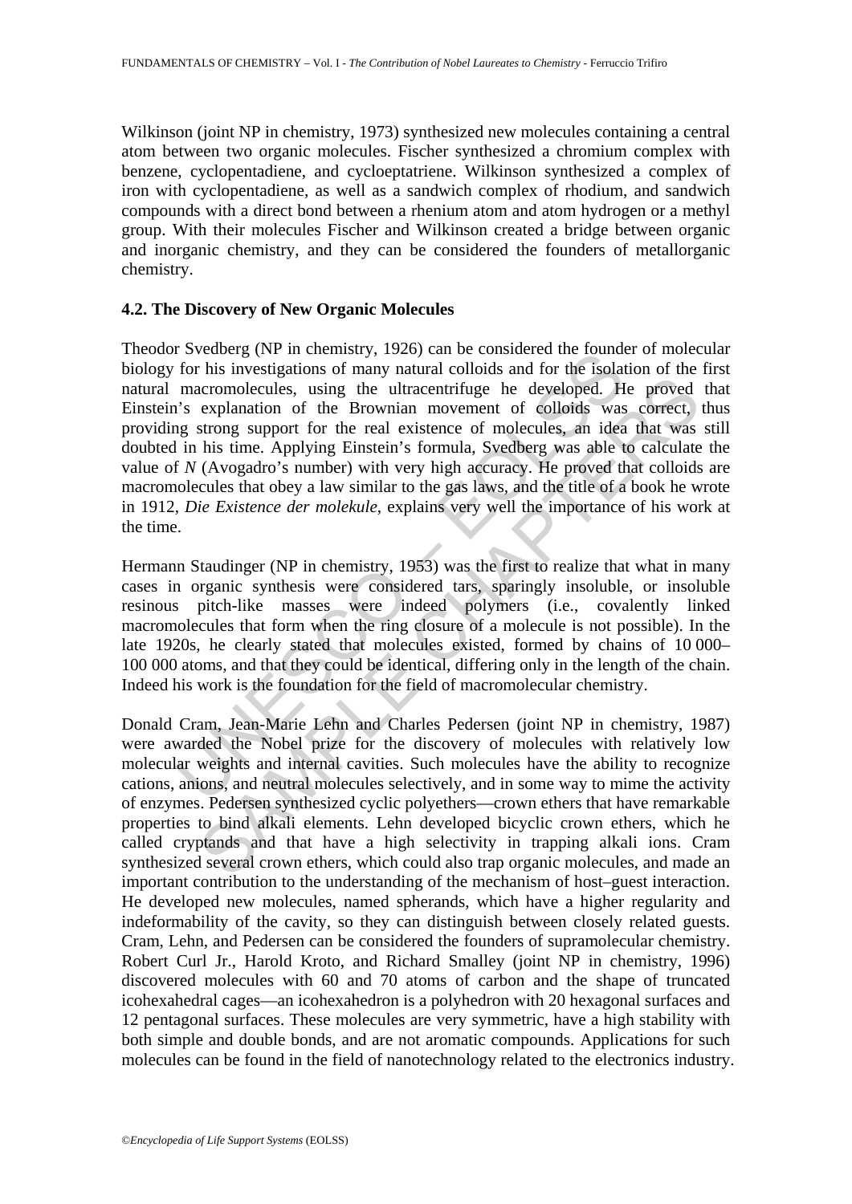Wilkinson (joint NP in chemistry, 1973) synthesized new molecules containing a central atom between two organic molecules. Fischer synthesized a chromium complex with benzene, cyclopentadiene, and cycloeptatriene. Wilkinson synthesized a complex of iron with cyclopentadiene, as well as a sandwich complex of rhodium, and sandwich compounds with a direct bond between a rhenium atom and atom hydrogen or a methyl group. With their molecules Fischer and Wilkinson created a bridge between organic and inorganic chemistry, and they can be considered the founders of metallorganic chemistry.

### 4.2. The Discovery of New Organic Molecules

Theodor Svedberg (NP in chemistry, 1926) can be considered the founder of molecular biology for his investigations of many natural colloids and for the isolation of the first natural macromolecules, using the ultracentrifuge he developed. He proved that Einstein's explanation of the Brownian movement of colloids was correct, thus providing strong support for the real existence of molecules, an idea that was still doubted in his time. Applying Einstein's formula, Svedberg was able to calculate the value of $N$ (Avogadro's number) with very high accuracy. He proved that colloids are macromolecules that obey a law similar to the gas laws, and the title of a book he wrote in 1912, *Die Existence der molekule*, explains very well the importance of his work at the time.

Hermann Staudinger (NP in chemistry, 1953) was the first to realize that what in many cases in organic synthesis were considered tars, sparingly insoluble, or insoluble resinous pitch-like masses were indeed polymers (i.e., covalently linked macromolecules that form when the ring closure of a molecule is not possible). In the late 1920s, he clearly stated that molecules existed, formed by chains of 10 000–100 000 atoms, and that they could be identical, differing only in the length of the chain. Indeed his work is the foundation for the field of macromolecular chemistry.

Donald Cram, Jean-Marie Lehn and Charles Pedersen (joint NP in chemistry, 1987) were awarded the Nobel prize for the discovery of molecules with relatively low molecular weights and internal cavities. Such molecules have the ability to recognize cations, anions, and neutral molecules selectively, and in some way to mime the activity of enzymes. Pedersen synthesized cyclic polyethers—crown ethers that have remarkable properties to bind alkali elements. Lehn developed bicyclic crown ethers, which he called cryptands and that have a high selectivity in trapping alkali ions. Cram synthesized several crown ethers, which could also trap organic molecules, and made an important contribution to the understanding of the mechanism of host–guest interaction. He developed new molecules, named spherands, which have a higher regularity and indeformability of the cavity, so they can distinguish between closely related guests. Cram, Lehn, and Pedersen can be considered the founders of supramolecular chemistry. Robert Curl Jr., Harold Kroto, and Richard Smalley (joint NP in chemistry, 1996) discovered molecules with 60 and 70 atoms of carbon and the shape of truncated icohexahedral cages—an icohexahedron is a polyhedron with 20 hexagonal surfaces and 12 pentagonal surfaces. These molecules are very symmetric, have a high stability with both simple and double bonds, and are not aromatic compounds. Applications for such molecules can be found in the field of nanotechnology related to the electronics industry.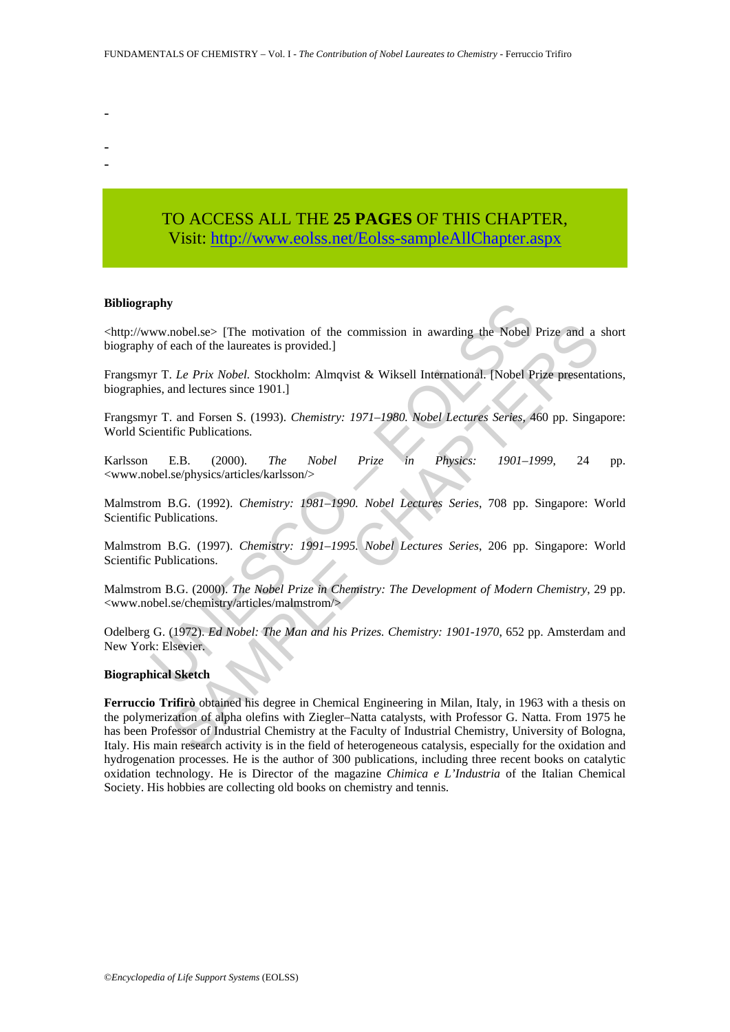-

-

-

TO ACCESS ALL THE **25 PAGES** OF THIS CHAPTER,
Visit: http://www.eolss.net/Eolss-sampleAllChapter.aspx

**Bibliography**

<http://www.nobel.se> [The motivation of the commission in awarding the Nobel Prize and a short biography of each of the laureates is provided.]

Frangsmyr T. *Le Prix Nobel.* Stockholm: Almqvist & Wiksell International. [Nobel Prize presentations, biographies, and lectures since 1901.]

Frangsmyr T. and Forsen S. (1993). *Chemistry: 1971–1980. Nobel Lectures Series*, 460 pp. Singapore: World Scientific Publications.

Karlsson E.B. (2000). *The Nobel Prize in Physics: 1901–1999*, 24 pp. <www.nobel.se/physics/articles/karlsson/>

Malmstrom B.G. (1992). *Chemistry: 1981–1990. Nobel Lectures Series*, 708 pp. Singapore: World Scientific Publications.

Malmstrom B.G. (1997). *Chemistry: 1991–1995. Nobel Lectures Series*, 206 pp. Singapore: World Scientific Publications.

Malmstrom B.G. (2000). *The Nobel Prize in Chemistry: The Development of Modern Chemistry*, 29 pp. <www.nobel.se/chemistry/articles/malmstrom/>

Odelberg G. (1972). *Ed Nobel: The Man and his Prizes. Chemistry: 1901-1970*, 652 pp. Amsterdam and New York: Elsevier.

**Biographical Sketch**

**Ferruccio Trifirò** obtained his degree in Chemical Engineering in Milan, Italy, in 1963 with a thesis on the polymerization of alpha olefins with Ziegler–Natta catalysts, with Professor G. Natta. From 1975 he has been Professor of Industrial Chemistry at the Faculty of Industrial Chemistry, University of Bologna, Italy. His main research activity is in the field of heterogeneous catalysis, especially for the oxidation and hydrogenation processes. He is the author of 300 publications, including three recent books on catalytic oxidation technology. He is Director of the magazine *Chimica e L'Industria* of the Italian Chemical Society. His hobbies are collecting old books on chemistry and tennis.